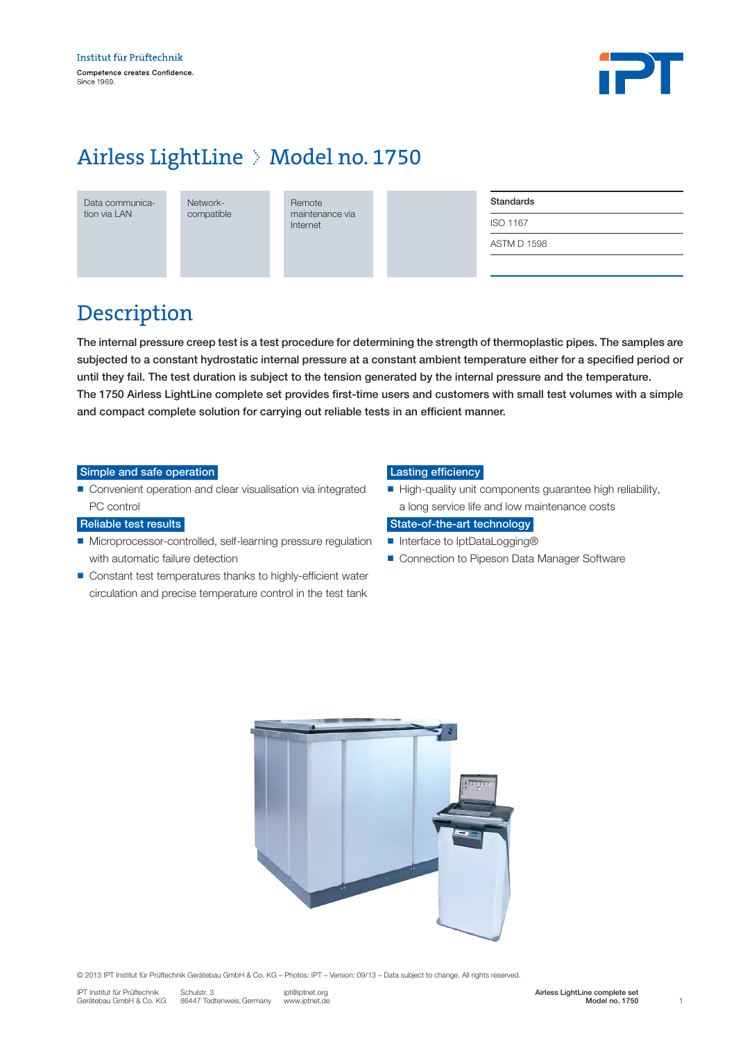Institut für Prüftechnik

Competence creates Confidence.
Since 1969.

# Airless LightLine › Model no. 1750

| Data communication via LAN | Network-compatible | Remote maintenance via Internet |
|---|---|---|

| Standards |
|---|
| ISO 1167 |
| ASTM D 1598 |

## Description

**The internal pressure creep test is a test procedure for determining the strength of thermoplastic pipes. The samples are subjected to a constant hydrostatic internal pressure at a constant ambient temperature either for a specified period or until they fail. The test duration is subject to the tension generated by the internal pressure and the temperature.**
**The 1750 Airless LightLine complete set provides first-time users and customers with small test volumes with a simple and compact complete solution for carrying out reliable tests in an efficient manner.**

### Simple and safe operation

- Convenient operation and clear visualisation via integrated PC control

### Reliable test results

- Microprocessor-controlled, self-learning pressure regulation with automatic failure detection
- Constant test temperatures thanks to highly-efficient water circulation and precise temperature control in the test tank

### Lasting efficiency

- High-quality unit components guarantee high reliability, a long service life and low maintenance costs

### State-of-the-art technology

- Interface to IptDataLogging®
- Connection to Pipeson Data Manager Software

© 2013 IPT Institut für Prüftechnik Gerätebau GmbH & Co. KG – Photos: IPT – Version: 09/13 – Data subject to change. All rights reserved.

IPT Institut für Prüftechnik Gerätebau GmbH & Co. KG | Schulstr. 3, 86447 Todtenweis, Germany | ipt@iptnet.org, www.iptnet.de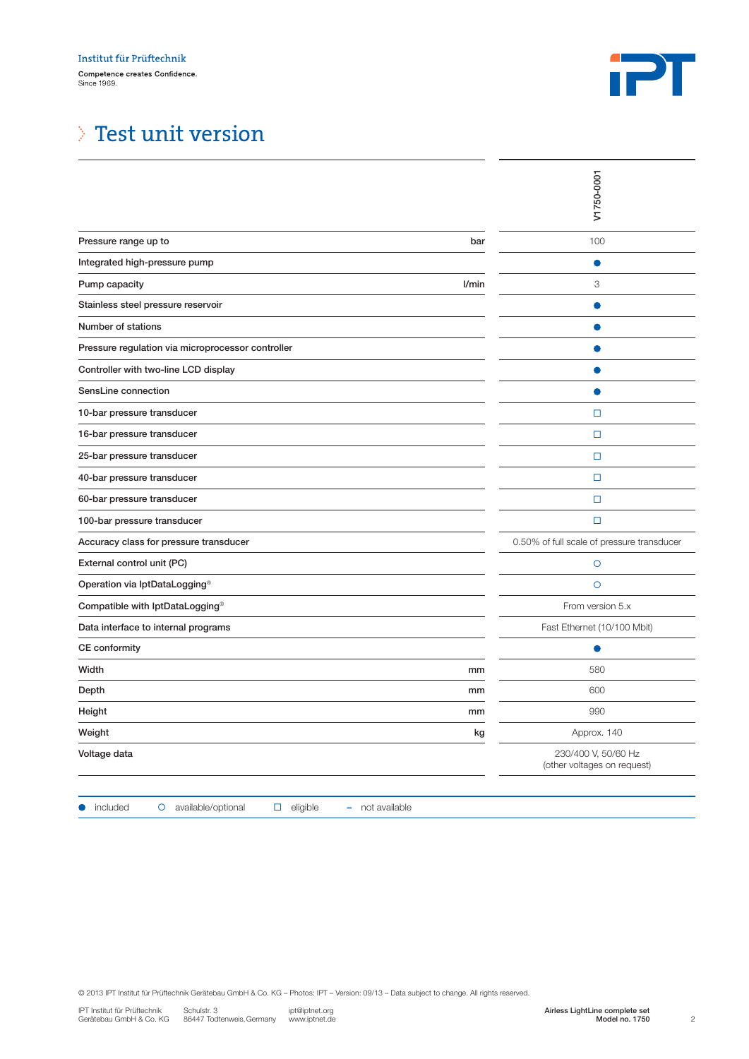Institut für Prüftechnik

Competence creates Confidence.
Since 1969.

# Test unit version

| | | V1750-0001 |
|---|---|---|
| Pressure range up to | bar | 100 |
| Integrated high-pressure pump | | ● |
| Pump capacity | l/min | 3 |
| Stainless steel pressure reservoir | | ● |
| Number of stations | | ● |
| Pressure regulation via microprocessor controller | | ● |
| Controller with two-line LCD display | | ● |
| SensLine connection | | ● |
| 10-bar pressure transducer | | □ |
| 16-bar pressure transducer | | □ |
| 25-bar pressure transducer | | □ |
| 40-bar pressure transducer | | □ |
| 60-bar pressure transducer | | □ |
| 100-bar pressure transducer | | □ |
| Accuracy class for pressure transducer | | 0.50% of full scale of pressure transducer |
| External control unit (PC) | | ○ |
| Operation via IptDataLogging® | | ○ |
| Compatible with IptDataLogging® | | From version 5.x |
| Data interface to internal programs | | Fast Ethernet (10/100 Mbit) |
| CE conformity | | ● |
| Width | mm | 580 |
| Depth | mm | 600 |
| Height | mm | 990 |
| Weight | kg | Approx. 140 |
| Voltage data | | 230/400 V, 50/60 Hz (other voltages on request) |

● included ○ available/optional □ eligible – not available

© 2013 IPT Institut für Prüftechnik Gerätebau GmbH & Co. KG – Photos: IPT – Version: 09/13 – Data subject to change. All rights reserved.

IPT Institut für Prüftechnik Gerätebau GmbH & Co. KG
Schulstr. 3, 86447 Todtenweis, Germany
ipt@iptnet.org
www.iptnet.de

Airless LightLine complete set
Model no. 1750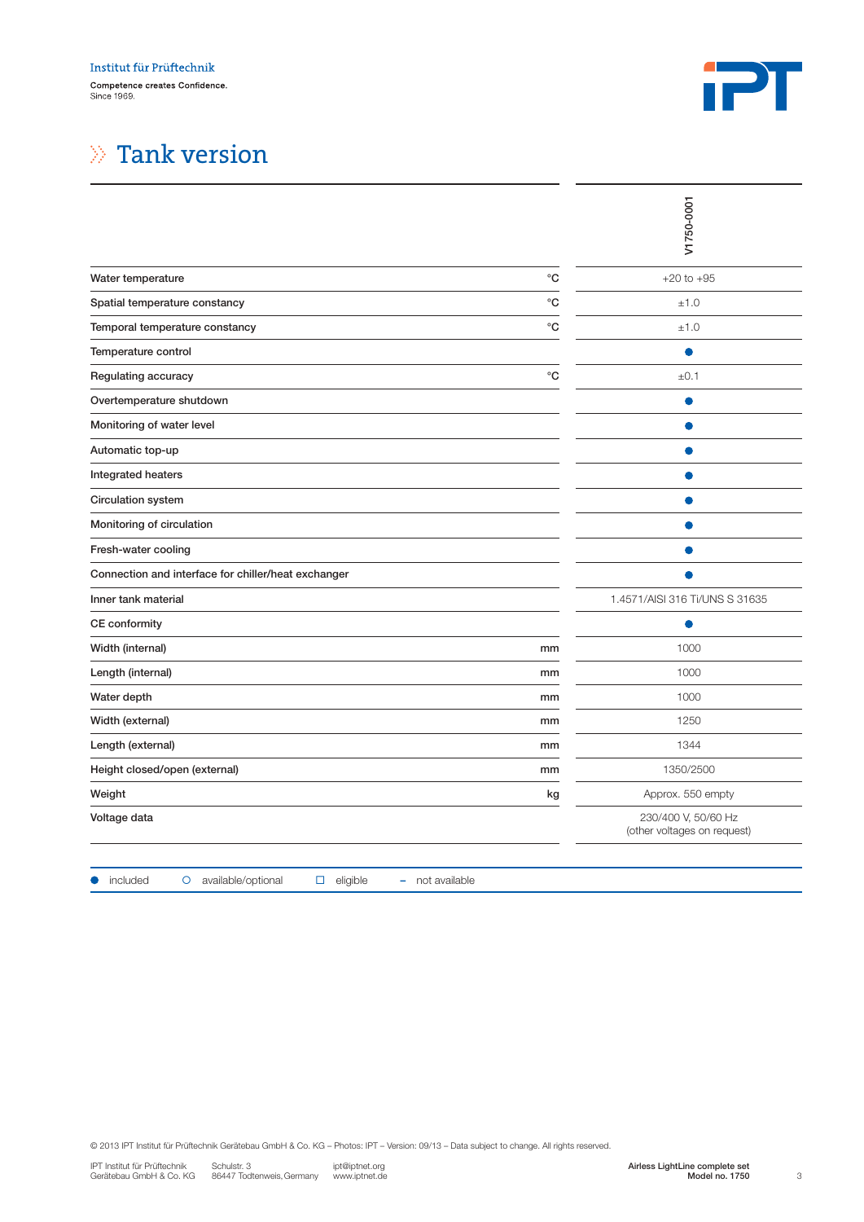Institut für Prüftechnik

Competence creates Confidence.
Since 1969.

# Tank version

| | | V1750-0001 |
|---|---|---|
| Water temperature | °C | +20 to +95 |
| Spatial temperature constancy | °C | ±1.0 |
| Temporal temperature constancy | °C | ±1.0 |
| Temperature control | | ● |
| Regulating accuracy | °C | ±0.1 |
| Overtemperature shutdown | | ● |
| Monitoring of water level | | ● |
| Automatic top-up | | ● |
| Integrated heaters | | ● |
| Circulation system | | ● |
| Monitoring of circulation | | ● |
| Fresh-water cooling | | ● |
| Connection and interface for chiller/heat exchanger | | ● |
| Inner tank material | | 1.4571/AISI 316 Ti/UNS S 31635 |
| CE conformity | | ● |
| Width (internal) | mm | 1000 |
| Length (internal) | mm | 1000 |
| Water depth | mm | 1000 |
| Width (external) | mm | 1250 |
| Length (external) | mm | 1344 |
| Height closed/open (external) | mm | 1350/2500 |
| Weight | kg | Approx. 550 empty |
| Voltage data | | 230/400 V, 50/60 Hz (other voltages on request) |

● included ○ available/optional □ eligible – not available

© 2013 IPT Institut für Prüftechnik Gerätebau GmbH & Co. KG – Photos: IPT – Version: 09/13 – Data subject to change. All rights reserved.

IPT Institut für Prüftechnik Gerätebau GmbH & Co. KG | Schulstr. 3, 86447 Todtenweis, Germany | ipt@iptnet.org, www.iptnet.de

Airless LightLine complete set
Model no. 1750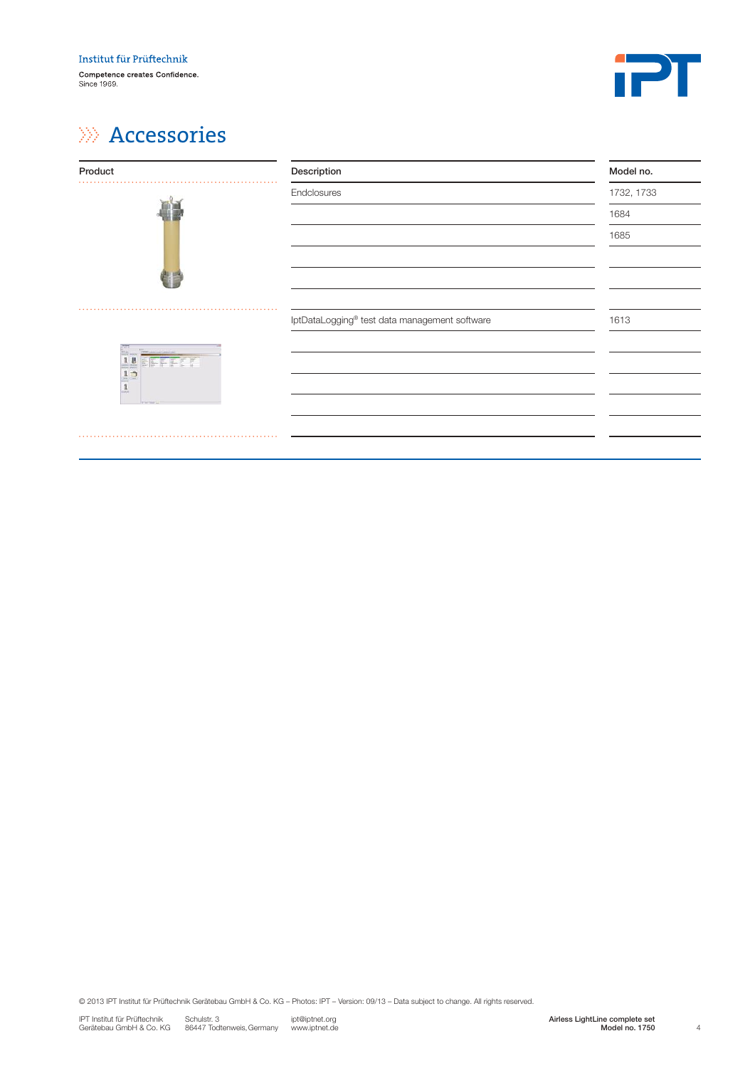# Accessories

| Product | Description | Model no. |
|---|---|---|
| | Endclosures | 1732, 1733 |
| | | 1684 |
| | | 1685 |
| | IptDataLogging® test data management software | 1613 |

© 2013 IPT Institut für Prüftechnik Gerätebau GmbH & Co. KG – Photos: IPT – Version: 09/13 – Data subject to change. All rights reserved.

IPT Institut für Prüftechnik Gerätebau GmbH & Co. KG
Schulstr. 3
86447 Todtenweis, Germany
ipt@iptnet.org
www.iptnet.de